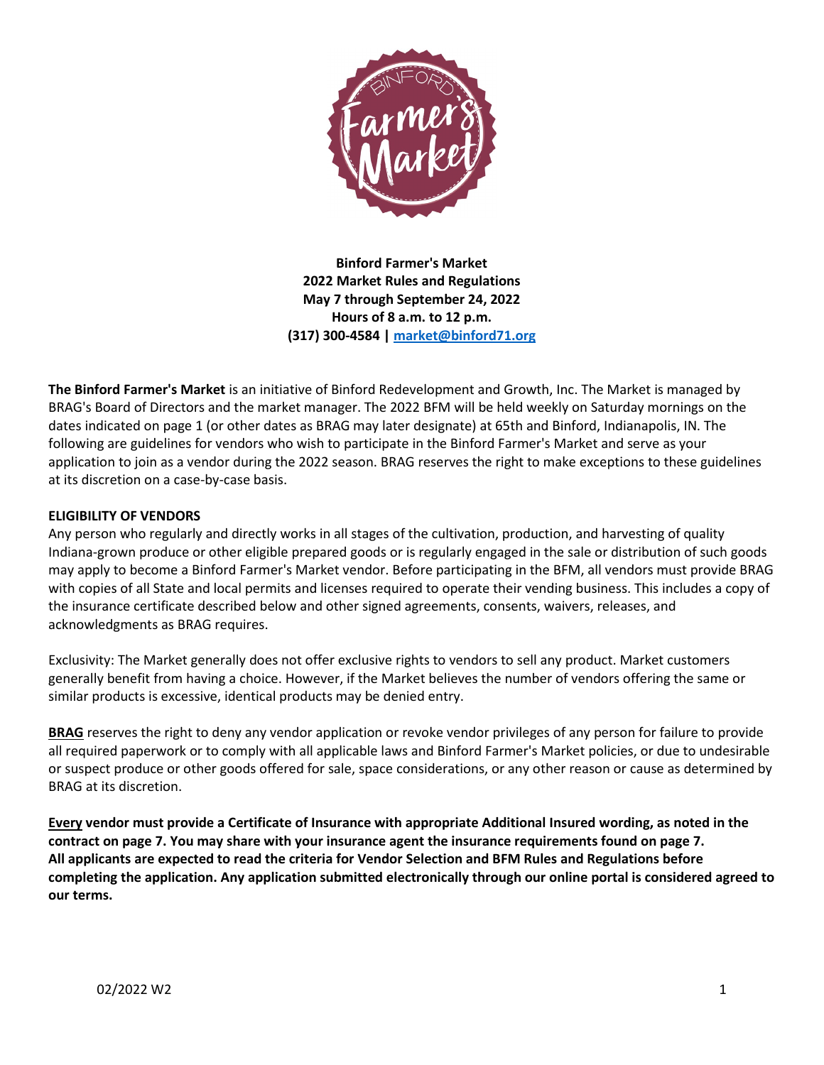**Binford Farmer's Market**
**2022 Market Rules and Regulations**
**May 7 through September 24, 2022**
**Hours of 8 a.m. to 12 p.m.**
**(317) 300-4584 | market@binford71.org**

**The Binford Farmer's Market** is an initiative of Binford Redevelopment and Growth, Inc. The Market is managed by BRAG's Board of Directors and the market manager. The 2022 BFM will be held weekly on Saturday mornings on the dates indicated on page 1 (or other dates as BRAG may later designate) at 65th and Binford, Indianapolis, IN. The following are guidelines for vendors who wish to participate in the Binford Farmer's Market and serve as your application to join as a vendor during the 2022 season. BRAG reserves the right to make exceptions to these guidelines at its discretion on a case-by-case basis.

**ELIGIBILITY OF VENDORS**

Any person who regularly and directly works in all stages of the cultivation, production, and harvesting of quality Indiana-grown produce or other eligible prepared goods or is regularly engaged in the sale or distribution of such goods may apply to become a Binford Farmer's Market vendor. Before participating in the BFM, all vendors must provide BRAG with copies of all State and local permits and licenses required to operate their vending business. This includes a copy of the insurance certificate described below and other signed agreements, consents, waivers, releases, and acknowledgments as BRAG requires.

Exclusivity: The Market generally does not offer exclusive rights to vendors to sell any product. Market customers generally benefit from having a choice. However, if the Market believes the number of vendors offering the same or similar products is excessive, identical products may be denied entry.

**BRAG** reserves the right to deny any vendor application or revoke vendor privileges of any person for failure to provide all required paperwork or to comply with all applicable laws and Binford Farmer's Market policies, or due to undesirable or suspect produce or other goods offered for sale, space considerations, or any other reason or cause as determined by BRAG at its discretion.

**Every vendor must provide a Certificate of Insurance with appropriate Additional Insured wording, as noted in the contract on page 7. You may share with your insurance agent the insurance requirements found on page 7. All applicants are expected to read the criteria for Vendor Selection and BFM Rules and Regulations before completing the application. Any application submitted electronically through our online portal is considered agreed to our terms.**

02/2022 W2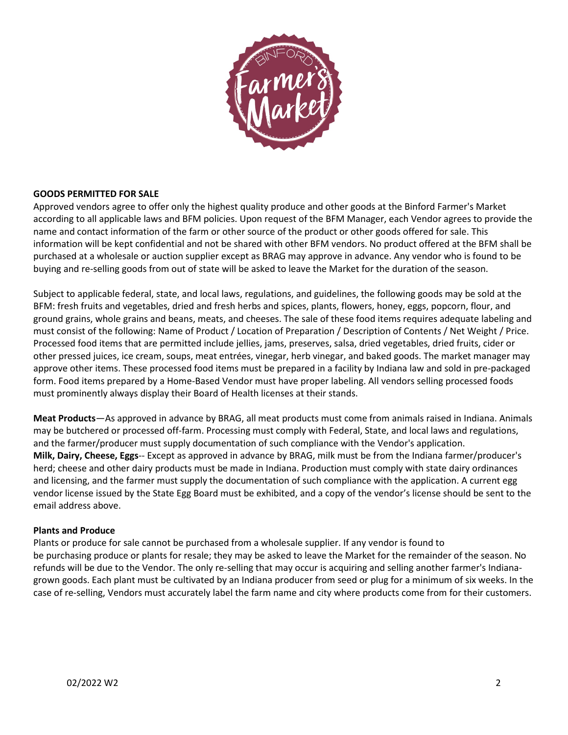## GOODS PERMITTED FOR SALE

Approved vendors agree to offer only the highest quality produce and other goods at the Binford Farmer's Market according to all applicable laws and BFM policies. Upon request of the BFM Manager, each Vendor agrees to provide the name and contact information of the farm or other source of the product or other goods offered for sale. This information will be kept confidential and not be shared with other BFM vendors. No product offered at the BFM shall be purchased at a wholesale or auction supplier except as BRAG may approve in advance. Any vendor who is found to be buying and re-selling goods from out of state will be asked to leave the Market for the duration of the season.

Subject to applicable federal, state, and local laws, regulations, and guidelines, the following goods may be sold at the BFM: fresh fruits and vegetables, dried and fresh herbs and spices, plants, flowers, honey, eggs, popcorn, flour, and ground grains, whole grains and beans, meats, and cheeses. The sale of these food items requires adequate labeling and must consist of the following: Name of Product / Location of Preparation / Description of Contents / Net Weight / Price. Processed food items that are permitted include jellies, jams, preserves, salsa, dried vegetables, dried fruits, cider or other pressed juices, ice cream, soups, meat entrées, vinegar, herb vinegar, and baked goods. The market manager may approve other items. These processed food items must be prepared in a facility by Indiana law and sold in pre-packaged form. Food items prepared by a Home-Based Vendor must have proper labeling. All vendors selling processed foods must prominently always display their Board of Health licenses at their stands.

**Meat Products**—As approved in advance by BRAG, all meat products must come from animals raised in Indiana. Animals may be butchered or processed off-farm. Processing must comply with Federal, State, and local laws and regulations, and the farmer/producer must supply documentation of such compliance with the Vendor's application.

**Milk, Dairy, Cheese, Eggs**-- Except as approved in advance by BRAG, milk must be from the Indiana farmer/producer's herd; cheese and other dairy products must be made in Indiana. Production must comply with state dairy ordinances and licensing, and the farmer must supply the documentation of such compliance with the application. A current egg vendor license issued by the State Egg Board must be exhibited, and a copy of the vendor's license should be sent to the email address above.

**Plants and Produce**

Plants or produce for sale cannot be purchased from a wholesale supplier. If any vendor is found to be purchasing produce or plants for resale; they may be asked to leave the Market for the remainder of the season. No refunds will be due to the Vendor. The only re-selling that may occur is acquiring and selling another farmer's Indiana-grown goods. Each plant must be cultivated by an Indiana producer from seed or plug for a minimum of six weeks. In the case of re-selling, Vendors must accurately label the farm name and city where products come from for their customers.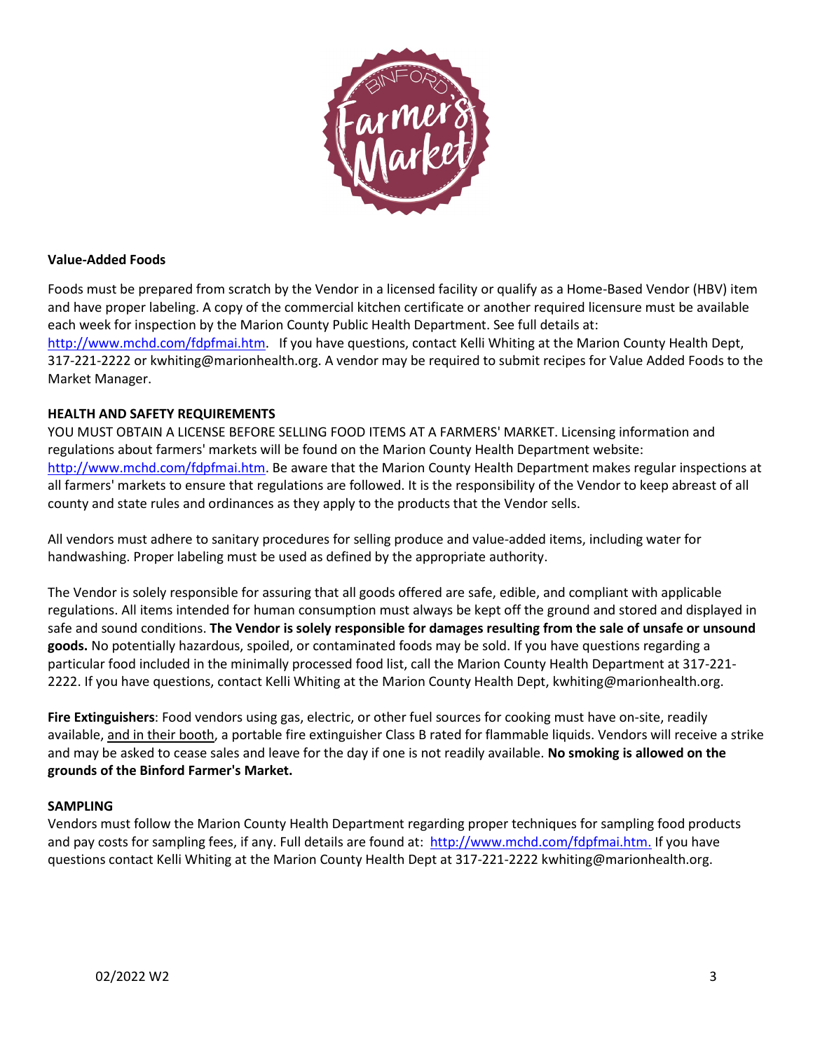**Value-Added Foods**

Foods must be prepared from scratch by the Vendor in a licensed facility or qualify as a Home-Based Vendor (HBV) item and have proper labeling. A copy of the commercial kitchen certificate or another required licensure must be available each week for inspection by the Marion County Public Health Department. See full details at: http://www.mchd.com/fdpfmai.htm. If you have questions, contact Kelli Whiting at the Marion County Health Dept, 317-221-2222 or kwhiting@marionhealth.org. A vendor may be required to submit recipes for Value Added Foods to the Market Manager.

**HEALTH AND SAFETY REQUIREMENTS**

YOU MUST OBTAIN A LICENSE BEFORE SELLING FOOD ITEMS AT A FARMERS' MARKET. Licensing information and regulations about farmers' markets will be found on the Marion County Health Department website: http://www.mchd.com/fdpfmai.htm. Be aware that the Marion County Health Department makes regular inspections at all farmers' markets to ensure that regulations are followed. It is the responsibility of the Vendor to keep abreast of all county and state rules and ordinances as they apply to the products that the Vendor sells.

All vendors must adhere to sanitary procedures for selling produce and value-added items, including water for handwashing. Proper labeling must be used as defined by the appropriate authority.

The Vendor is solely responsible for assuring that all goods offered are safe, edible, and compliant with applicable regulations. All items intended for human consumption must always be kept off the ground and stored and displayed in safe and sound conditions. **The Vendor is solely responsible for damages resulting from the sale of unsafe or unsound goods.** No potentially hazardous, spoiled, or contaminated foods may be sold. If you have questions regarding a particular food included in the minimally processed food list, call the Marion County Health Department at 317-221-2222. If you have questions, contact Kelli Whiting at the Marion County Health Dept, kwhiting@marionhealth.org.

**Fire Extinguishers**: Food vendors using gas, electric, or other fuel sources for cooking must have on-site, readily available, and in their booth, a portable fire extinguisher Class B rated for flammable liquids. Vendors will receive a strike and may be asked to cease sales and leave for the day if one is not readily available. **No smoking is allowed on the grounds of the Binford Farmer's Market.**

**SAMPLING**

Vendors must follow the Marion County Health Department regarding proper techniques for sampling food products and pay costs for sampling fees, if any. Full details are found at: http://www.mchd.com/fdpfmai.htm. If you have questions contact Kelli Whiting at the Marion County Health Dept at 317-221-2222 kwhiting@marionhealth.org.

02/2022 W2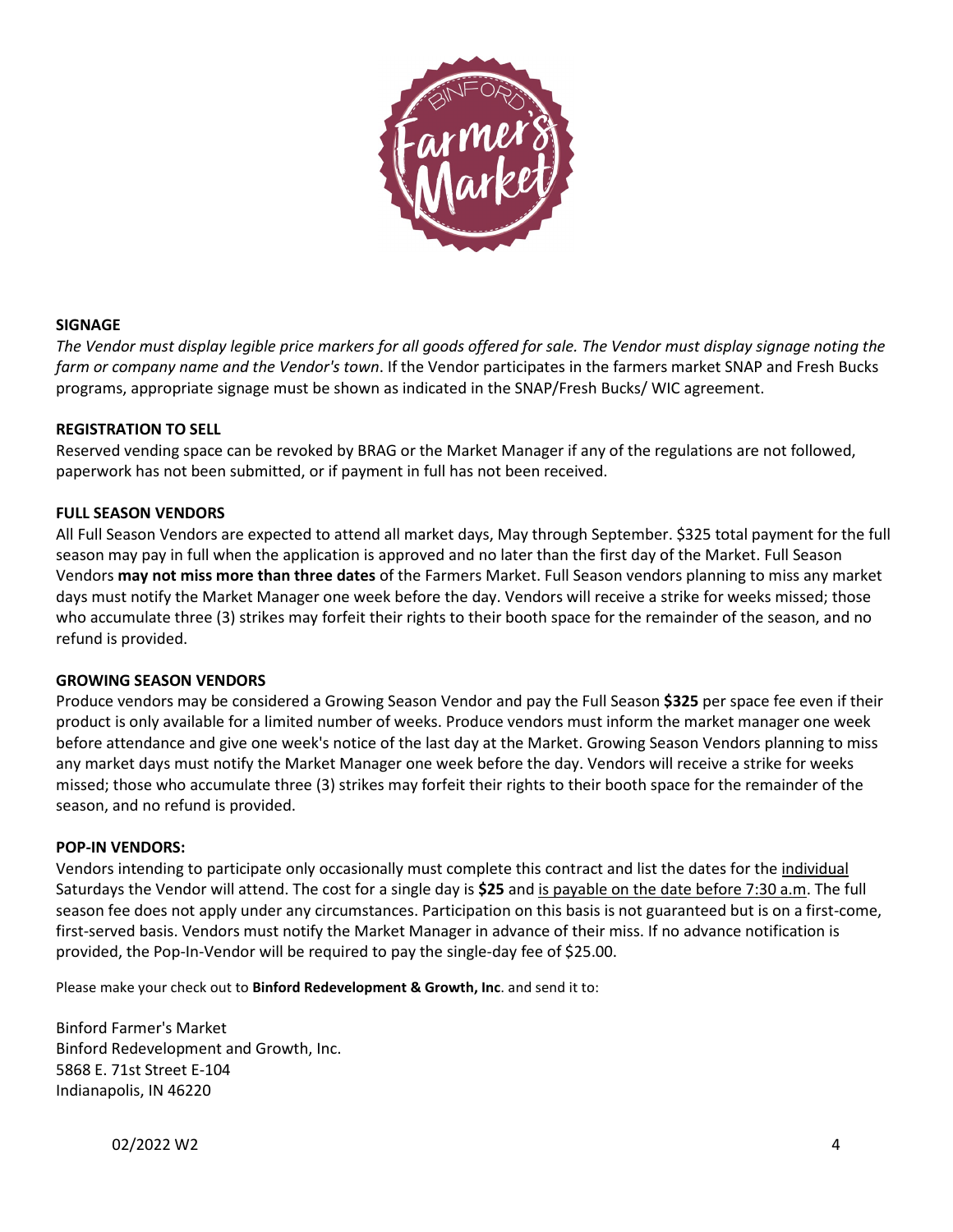## SIGNAGE

*The Vendor must display legible price markers for all goods offered for sale. The Vendor must display signage noting the farm or company name and the Vendor's town*. If the Vendor participates in the farmers market SNAP and Fresh Bucks programs, appropriate signage must be shown as indicated in the SNAP/Fresh Bucks/ WIC agreement.

## REGISTRATION TO SELL

Reserved vending space can be revoked by BRAG or the Market Manager if any of the regulations are not followed, paperwork has not been submitted, or if payment in full has not been received.

## FULL SEASON VENDORS

All Full Season Vendors are expected to attend all market days, May through September. $325 total payment for the full season may pay in full when the application is approved and no later than the first day of the Market. Full Season Vendors **may not miss more than three dates** of the Farmers Market. Full Season vendors planning to miss any market days must notify the Market Manager one week before the day. Vendors will receive a strike for weeks missed; those who accumulate three (3) strikes may forfeit their rights to their booth space for the remainder of the season, and no refund is provided.

## GROWING SEASON VENDORS

Produce vendors may be considered a Growing Season Vendor and pay the Full Season **$325** per space fee even if their product is only available for a limited number of weeks. Produce vendors must inform the market manager one week before attendance and give one week's notice of the last day at the Market. Growing Season Vendors planning to miss any market days must notify the Market Manager one week before the day. Vendors will receive a strike for weeks missed; those who accumulate three (3) strikes may forfeit their rights to their booth space for the remainder of the season, and no refund is provided.

## POP-IN VENDORS:

Vendors intending to participate only occasionally must complete this contract and list the dates for the individual Saturdays the Vendor will attend. The cost for a single day is **$25** and is payable on the date before 7:30 a.m. The full season fee does not apply under any circumstances. Participation on this basis is not guaranteed but is on a first-come, first-served basis. Vendors must notify the Market Manager in advance of their miss. If no advance notification is provided, the Pop-In-Vendor will be required to pay the single-day fee of $25.00.

Please make your check out to **Binford Redevelopment & Growth, Inc**. and send it to:

Binford Farmer's Market
Binford Redevelopment and Growth, Inc.
5868 E. 71st Street E-104
Indianapolis, IN 46220

02/2022 W2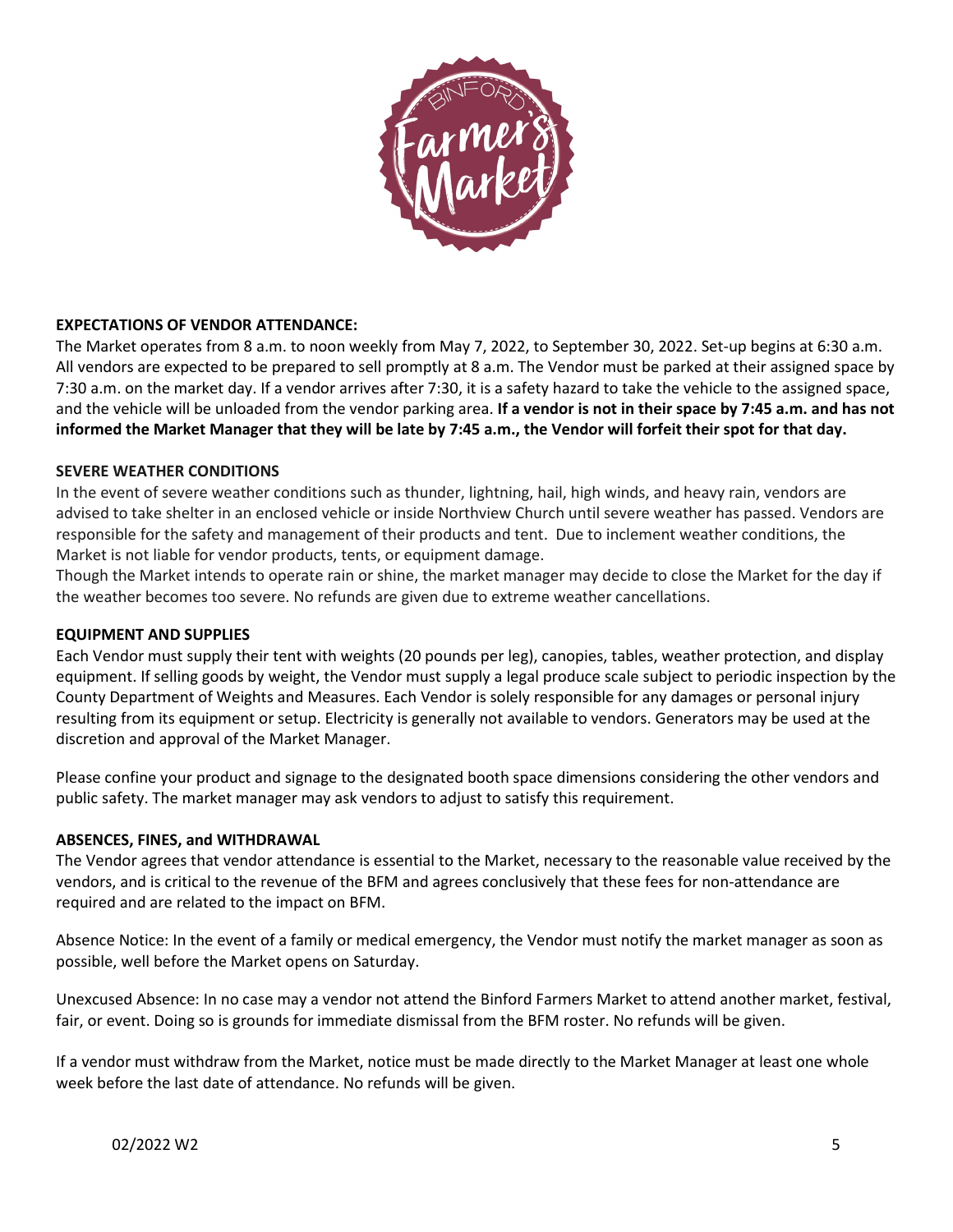## EXPECTATIONS OF VENDOR ATTENDANCE:

The Market operates from 8 a.m. to noon weekly from May 7, 2022, to September 30, 2022. Set-up begins at 6:30 a.m. All vendors are expected to be prepared to sell promptly at 8 a.m. The Vendor must be parked at their assigned space by 7:30 a.m. on the market day. If a vendor arrives after 7:30, it is a safety hazard to take the vehicle to the assigned space, and the vehicle will be unloaded from the vendor parking area. **If a vendor is not in their space by 7:45 a.m. and has not informed the Market Manager that they will be late by 7:45 a.m., the Vendor will forfeit their spot for that day.**

## SEVERE WEATHER CONDITIONS

In the event of severe weather conditions such as thunder, lightning, hail, high winds, and heavy rain, vendors are advised to take shelter in an enclosed vehicle or inside Northview Church until severe weather has passed. Vendors are responsible for the safety and management of their products and tent. Due to inclement weather conditions, the Market is not liable for vendor products, tents, or equipment damage.

Though the Market intends to operate rain or shine, the market manager may decide to close the Market for the day if the weather becomes too severe. No refunds are given due to extreme weather cancellations.

## EQUIPMENT AND SUPPLIES

Each Vendor must supply their tent with weights (20 pounds per leg), canopies, tables, weather protection, and display equipment. If selling goods by weight, the Vendor must supply a legal produce scale subject to periodic inspection by the County Department of Weights and Measures. Each Vendor is solely responsible for any damages or personal injury resulting from its equipment or setup. Electricity is generally not available to vendors. Generators may be used at the discretion and approval of the Market Manager.

Please confine your product and signage to the designated booth space dimensions considering the other vendors and public safety. The market manager may ask vendors to adjust to satisfy this requirement.

## ABSENCES, FINES, and WITHDRAWAL

The Vendor agrees that vendor attendance is essential to the Market, necessary to the reasonable value received by the vendors, and is critical to the revenue of the BFM and agrees conclusively that these fees for non-attendance are required and are related to the impact on BFM.

Absence Notice: In the event of a family or medical emergency, the Vendor must notify the market manager as soon as possible, well before the Market opens on Saturday.

Unexcused Absence: In no case may a vendor not attend the Binford Farmers Market to attend another market, festival, fair, or event. Doing so is grounds for immediate dismissal from the BFM roster. No refunds will be given.

If a vendor must withdraw from the Market, notice must be made directly to the Market Manager at least one whole week before the last date of attendance. No refunds will be given.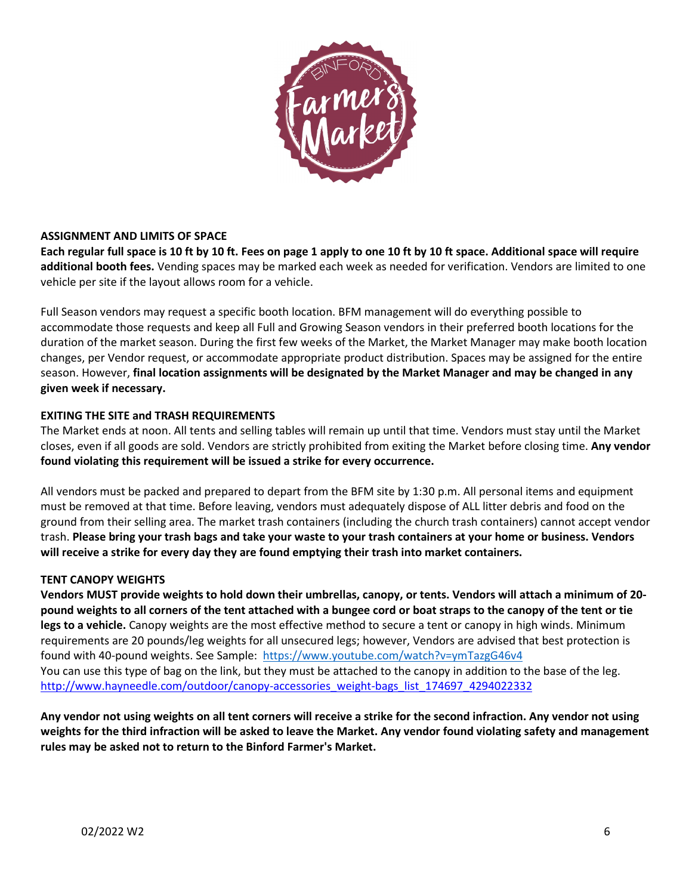## ASSIGNMENT AND LIMITS OF SPACE

**Each regular full space is 10 ft by 10 ft. Fees on page 1 apply to one 10 ft by 10 ft space. Additional space will require additional booth fees.** Vending spaces may be marked each week as needed for verification. Vendors are limited to one vehicle per site if the layout allows room for a vehicle.

Full Season vendors may request a specific booth location. BFM management will do everything possible to accommodate those requests and keep all Full and Growing Season vendors in their preferred booth locations for the duration of the market season. During the first few weeks of the Market, the Market Manager may make booth location changes, per Vendor request, or accommodate appropriate product distribution. Spaces may be assigned for the entire season. However, **final location assignments will be designated by the Market Manager and may be changed in any given week if necessary.**

## EXITING THE SITE and TRASH REQUIREMENTS

The Market ends at noon. All tents and selling tables will remain up until that time. Vendors must stay until the Market closes, even if all goods are sold. Vendors are strictly prohibited from exiting the Market before closing time. **Any vendor found violating this requirement will be issued a strike for every occurrence.**

All vendors must be packed and prepared to depart from the BFM site by 1:30 p.m. All personal items and equipment must be removed at that time. Before leaving, vendors must adequately dispose of ALL litter debris and food on the ground from their selling area. The market trash containers (including the church trash containers) cannot accept vendor trash. **Please bring your trash bags and take your waste to your trash containers at your home or business. Vendors will receive a strike for every day they are found emptying their trash into market containers.**

## TENT CANOPY WEIGHTS

**Vendors MUST provide weights to hold down their umbrellas, canopy, or tents. Vendors will attach a minimum of 20-pound weights to all corners of the tent attached with a bungee cord or boat straps to the canopy of the tent or tie legs to a vehicle.** Canopy weights are the most effective method to secure a tent or canopy in high winds. Minimum requirements are 20 pounds/leg weights for all unsecured legs; however, Vendors are advised that best protection is found with 40-pound weights. See Sample: https://www.youtube.com/watch?v=ymTazgG46v4
You can use this type of bag on the link, but they must be attached to the canopy in addition to the base of the leg. http://www.hayneedle.com/outdoor/canopy-accessories_weight-bags_list_174697_4294022332

**Any vendor not using weights on all tent corners will receive a strike for the second infraction. Any vendor not using weights for the third infraction will be asked to leave the Market. Any vendor found violating safety and management rules may be asked not to return to the Binford Farmer's Market.**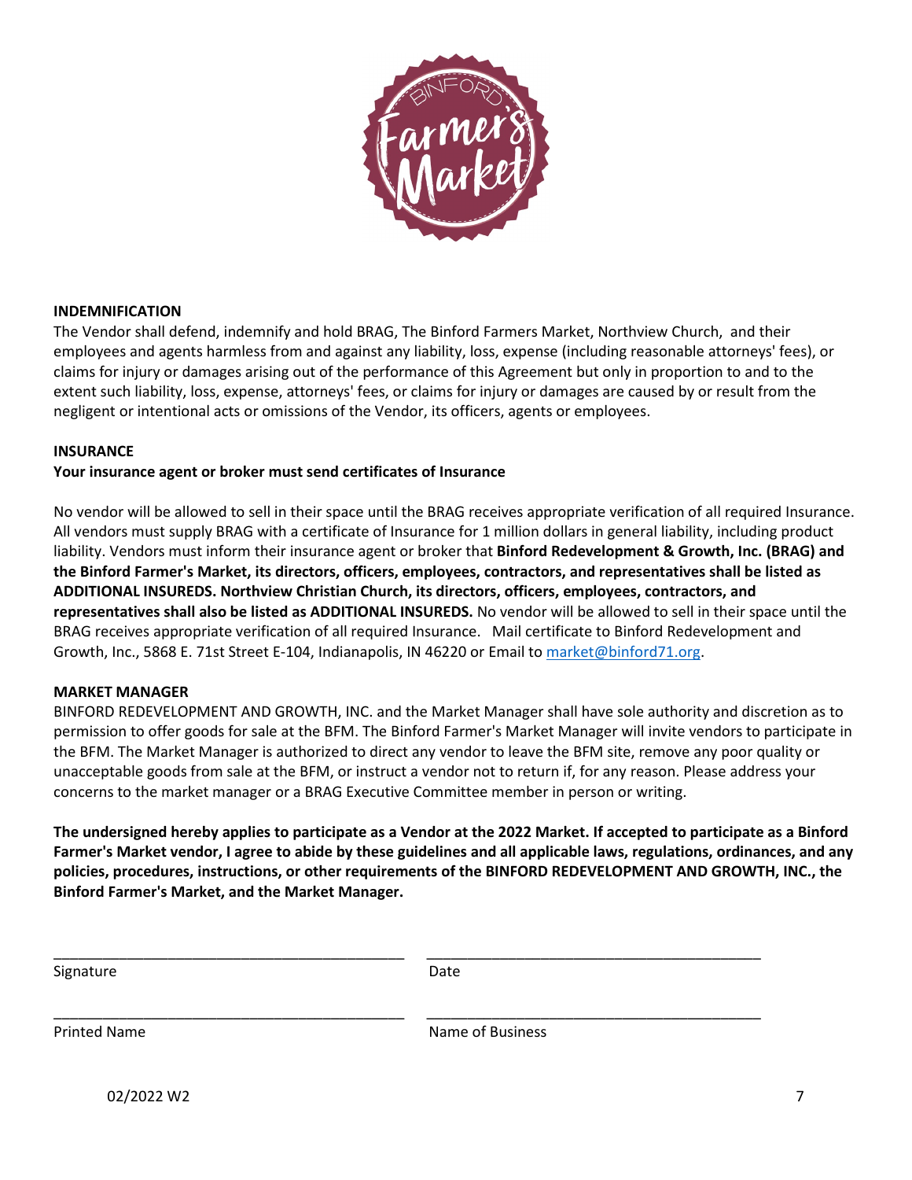## INDEMNIFICATION

The Vendor shall defend, indemnify and hold BRAG, The Binford Farmers Market, Northview Church, and their employees and agents harmless from and against any liability, loss, expense (including reasonable attorneys' fees), or claims for injury or damages arising out of the performance of this Agreement but only in proportion to and to the extent such liability, loss, expense, attorneys' fees, or claims for injury or damages are caused by or result from the negligent or intentional acts or omissions of the Vendor, its officers, agents or employees.

## INSURANCE

**Your insurance agent or broker must send certificates of Insurance**

No vendor will be allowed to sell in their space until the BRAG receives appropriate verification of all required Insurance. All vendors must supply BRAG with a certificate of Insurance for 1 million dollars in general liability, including product liability. Vendors must inform their insurance agent or broker that **Binford Redevelopment & Growth, Inc. (BRAG) and the Binford Farmer's Market, its directors, officers, employees, contractors, and representatives shall be listed as ADDITIONAL INSUREDS. Northview Christian Church, its directors, officers, employees, contractors, and representatives shall also be listed as ADDITIONAL INSUREDS.** No vendor will be allowed to sell in their space until the BRAG receives appropriate verification of all required Insurance. Mail certificate to Binford Redevelopment and Growth, Inc., 5868 E. 71st Street E-104, Indianapolis, IN 46220 or Email to market@binford71.org.

## MARKET MANAGER

BINFORD REDEVELOPMENT AND GROWTH, INC. and the Market Manager shall have sole authority and discretion as to permission to offer goods for sale at the BFM. The Binford Farmer's Market Manager will invite vendors to participate in the BFM. The Market Manager is authorized to direct any vendor to leave the BFM site, remove any poor quality or unacceptable goods from sale at the BFM, or instruct a vendor not to return if, for any reason. Please address your concerns to the market manager or a BRAG Executive Committee member in person or writing.

**The undersigned hereby applies to participate as a Vendor at the 2022 Market. If accepted to participate as a Binford Farmer's Market vendor, I agree to abide by these guidelines and all applicable laws, regulations, ordinances, and any policies, procedures, instructions, or other requirements of the BINFORD REDEVELOPMENT AND GROWTH, INC., the Binford Farmer's Market, and the Market Manager.**

\_\_\_\_\_\_\_\_\_\_\_\_\_\_\_\_\_\_\_\_\_\_\_\_\_\_\_\_\_\_\_\_\_\_\_\_ \_\_\_\_\_\_\_\_\_\_\_\_\_\_\_\_\_\_\_\_\_\_\_\_\_\_\_\_\_\_\_\_\_\_\_\_

Signature Date

\_\_\_\_\_\_\_\_\_\_\_\_\_\_\_\_\_\_\_\_\_\_\_\_\_\_\_\_\_\_\_\_\_\_\_\_ \_\_\_\_\_\_\_\_\_\_\_\_\_\_\_\_\_\_\_\_\_\_\_\_\_\_\_\_\_\_\_\_\_\_\_\_

Printed Name Name of Business

02/2022 W2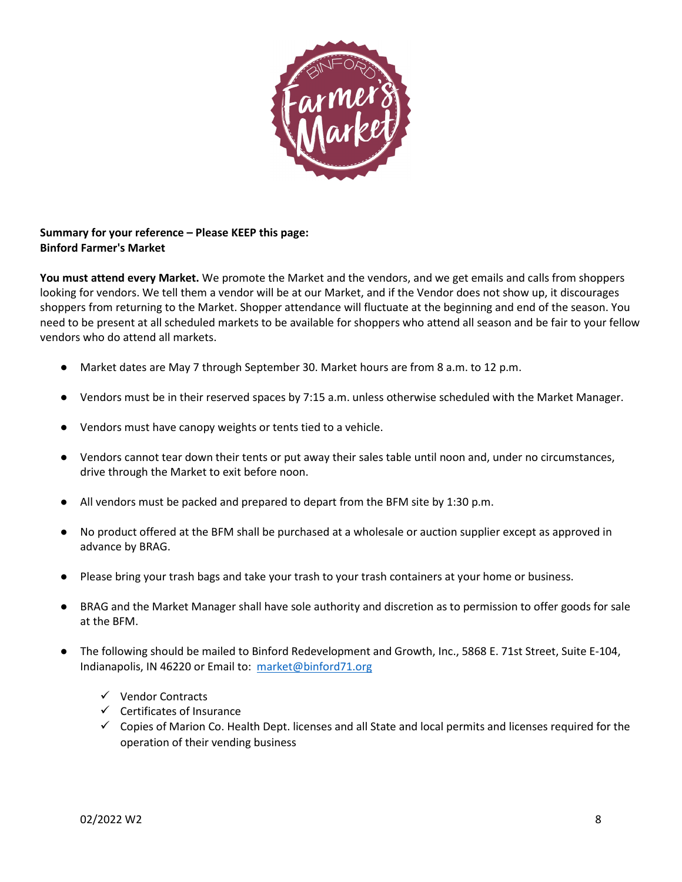**Summary for your reference – Please KEEP this page:**
**Binford Farmer's Market**

**You must attend every Market.** We promote the Market and the vendors, and we get emails and calls from shoppers looking for vendors. We tell them a vendor will be at our Market, and if the Vendor does not show up, it discourages shoppers from returning to the Market. Shopper attendance will fluctuate at the beginning and end of the season. You need to be present at all scheduled markets to be available for shoppers who attend all season and be fair to your fellow vendors who do attend all markets.

- Market dates are May 7 through September 30. Market hours are from 8 a.m. to 12 p.m.
- Vendors must be in their reserved spaces by 7:15 a.m. unless otherwise scheduled with the Market Manager.
- Vendors must have canopy weights or tents tied to a vehicle.
- Vendors cannot tear down their tents or put away their sales table until noon and, under no circumstances, drive through the Market to exit before noon.
- All vendors must be packed and prepared to depart from the BFM site by 1:30 p.m.
- No product offered at the BFM shall be purchased at a wholesale or auction supplier except as approved in advance by BRAG.
- Please bring your trash bags and take your trash to your trash containers at your home or business.
- BRAG and the Market Manager shall have sole authority and discretion as to permission to offer goods for sale at the BFM.
- The following should be mailed to Binford Redevelopment and Growth, Inc., 5868 E. 71st Street, Suite E-104, Indianapolis, IN 46220 or Email to: market@binford71.org
  - ✓ Vendor Contracts
  - ✓ Certificates of Insurance
  - ✓ Copies of Marion Co. Health Dept. licenses and all State and local permits and licenses required for the operation of their vending business

02/2022 W2